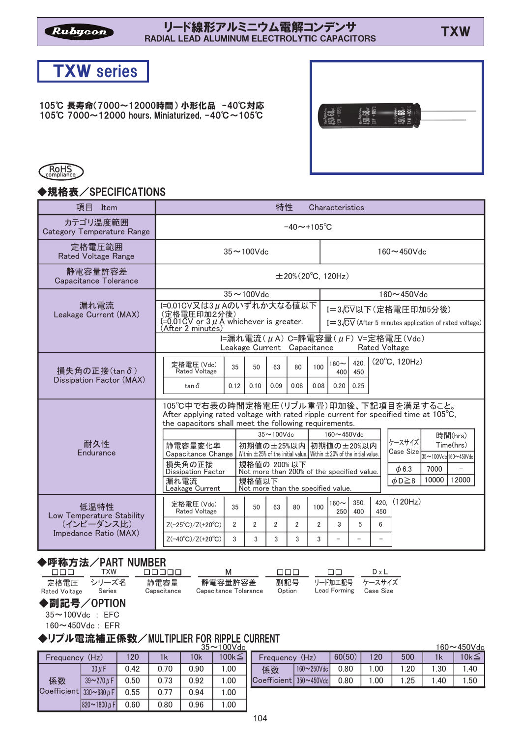# リード線形アルミニウム電解コンデンサ
RADIAL LEAD ALUMINUM ELECTROLYTIC CAPACITORS

TXW

## TXW series

105℃ 長寿命(7000～12000時間) 小形化品 −40℃対応
105℃ 7000～12000 hours, Miniaturized, −40℃～105℃

RoHS compliance

## ◆規格表／SPECIFICATIONS

| 項目 Item | 特性 Characteristics | |
|---|---|---|
| カテゴリ温度範囲 Category Temperature Range | −40～+105℃ | |
| 定格電圧範囲 Rated Voltage Range | 35～100Vdc | 160～450Vdc |
| 静電容量許容差 Capacitance Tolerance | ±20%(20℃, 120Hz) | |
| 漏れ電流 Leakage Current (MAX) | 35～100Vdc: I=0.01CV又は3μAのいずれか大なる値以下(定格電圧印加2分後) I=0.01CV or 3μA whichever is greater. (After 2 minutes) | 160～450Vdc: I=3√CV以下(定格電圧印加5分後) I=3√CV (After 5 minutes application of rated voltage) |
| | I=漏れ電流(μA) C=静電容量(μF) V=定格電圧(Vdc) Leakage Current Capacitance Rated Voltage | |

**損失角の正接(tanδ) Dissipation Factor (MAX)** (20℃, 120Hz)

| 定格電圧(Vdc) Rated Voltage | 35 | 50 | 63 | 80 | 100 | 160～400 | 420, 450 |
|---|---|---|---|---|---|---|---|
| tanδ | 0.12 | 0.10 | 0.09 | 0.08 | 0.08 | 0.20 | 0.25 |

**耐久性 Endurance**

105℃中で右表の時間定格電圧(リプル重畳)印加後、下記項目を満足すること。
After applying rated voltage with rated ripple current for specified time at 105℃, the capacitors shall meet the following requirements.

| | 35～100Vdc | 160～450Vdc |
|---|---|---|
| 静電容量変化率 Capacitance Change | 初期値の±25%以内 Within ±25% of the initial value. | 初期値の±20%以内 Within ±20% of the initial value. |
| 損失角の正接 Dissipation Factor | 規格値の 200% 以下 Not more than 200% of the specified value. | |
| 漏れ電流 Leakage Current | 規格値以下 Not more than the specified value. | |

| ケースサイズ Case Size | 時間(hrs) Time(hrs) 35～100Vdc | 160～450Vdc |
|---|---|---|
| φ6.3 | 7000 | − |
| φD≧8 | 10000 | 12000 |

**低温特性 Low Temperature Stability (インピーダンス比) Impedance Ratio (MAX)** (120Hz)

| 定格電圧(Vdc) Rated Voltage | 35 | 50 | 63 | 80 | 100 | 160～250 | 350, 400 | 420, 450 |
|---|---|---|---|---|---|---|---|---|
| Z(−25℃)/Z(+20℃) | 2 | 2 | 2 | 2 | 2 | 3 | 5 | 6 |
| Z(−40℃)/Z(+20℃) | 3 | 3 | 3 | 3 | 3 | − | − | − |

## ◆呼称方法／PART NUMBER

| □□□ | TXW | □□□□□ | M | □□□ | □□ | D x L |
|---|---|---|---|---|---|---|
| 定格電圧 Rated Voltage | シリーズ名 Series | 静電容量 Capacitance | 静電容量許容差 Capacitance Tolerance | 副記号 Option | リード加工記号 Lead Forming | ケースサイズ Case Size |

## ◆副記号／OPTION

35～100Vdc : EFC
160～450Vdc : EFR

## ◆リプル電流補正係数／MULTIPLIER FOR RIPPLE CURRENT

35～100Vdc

| Frequency (Hz) | | 120 | 1k | 10k | 100k≦ |
|---|---|---|---|---|---|
| 係数 Coefficient | 33μF | 0.42 | 0.70 | 0.90 | 1.00 |
| | 39～270μF | 0.50 | 0.73 | 0.92 | 1.00 |
| | 330～680μF | 0.55 | 0.77 | 0.94 | 1.00 |
| | 820～1800μF | 0.60 | 0.80 | 0.96 | 1.00 |

160～450Vdc

| Frequency (Hz) | | 60(50) | 120 | 500 | 1k | 10k≦ |
|---|---|---|---|---|---|---|
| 係数 Coefficient | 160～250Vdc | 0.80 | 1.00 | 1.20 | 1.30 | 1.40 |
| | 350～450Vdc | 0.80 | 1.00 | 1.25 | 1.40 | 1.50 |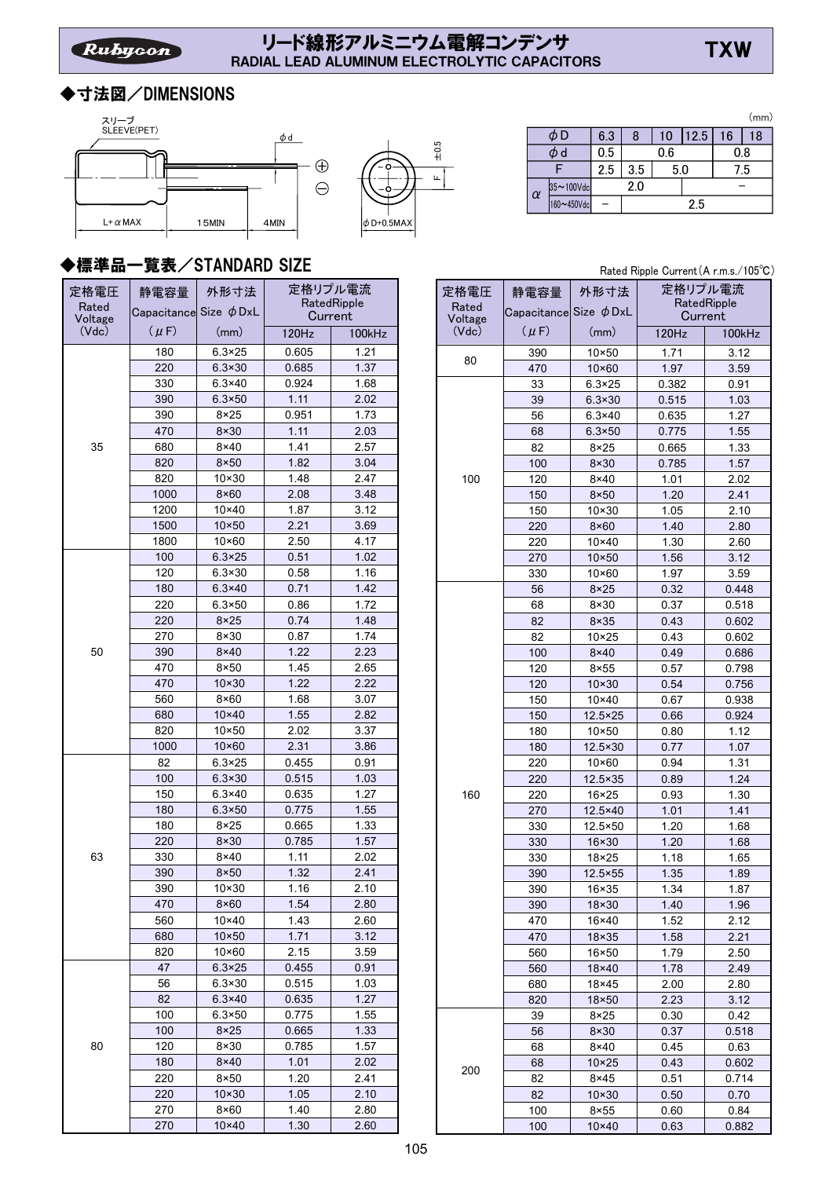# リード線形アルミニウム電解コンデンサ
## RADIAL LEAD ALUMINUM ELECTROLYTIC CAPACITORS

**TXW**

## ◆寸法図／DIMENSIONS

スリーブ
SLEEVE(PET)

φd

L+α MAX　15MIN　4MIN

φD+0.5MAX

F　±0.5

(mm)

| φD | | 6.3 | 8 | 10 | 12.5 | 16 | 18 |
|---|---|---|---|---|---|---|---|
| φd | | 0.5 | 0.6 | | | 0.8 | |
| F | | 2.5 | 3.5 | 5.0 | | 7.5 | |
| α | 35～100Vdc | 2.0 | | | | － | |
| | 160～450Vdc | － | 2.5 | | | | |

## ◆標準品一覧表／STANDARD SIZE

Rated Ripple Current(A r.m.s./105℃)

| 定格電圧 Rated Voltage (Vdc) | 静電容量 Capacitance (μF) | 外形寸法 Size φDxL (mm) | 定格リプル電流 RatedRipple Current 120Hz | 100kHz |
|---|---|---|---|---|
| 35 | 180 | 6.3×25 | 0.605 | 1.21 |
| | 220 | 6.3×30 | 0.685 | 1.37 |
| | 330 | 6.3×40 | 0.924 | 1.68 |
| | 390 | 6.3×50 | 1.11 | 2.02 |
| | 390 | 8×25 | 0.951 | 1.73 |
| | 470 | 8×30 | 1.11 | 2.03 |
| | 680 | 8×40 | 1.41 | 2.57 |
| | 820 | 8×50 | 1.82 | 3.04 |
| | 820 | 10×30 | 1.48 | 2.47 |
| | 1000 | 8×60 | 2.08 | 3.48 |
| | 1200 | 10×40 | 1.87 | 3.12 |
| | 1500 | 10×50 | 2.21 | 3.69 |
| | 1800 | 10×60 | 2.50 | 4.17 |
| 50 | 100 | 6.3×25 | 0.51 | 1.02 |
| | 120 | 6.3×30 | 0.58 | 1.16 |
| | 180 | 6.3×40 | 0.71 | 1.42 |
| | 220 | 6.3×50 | 0.86 | 1.72 |
| | 220 | 8×25 | 0.74 | 1.48 |
| | 270 | 8×30 | 0.87 | 1.74 |
| | 390 | 8×40 | 1.22 | 2.23 |
| | 470 | 8×50 | 1.45 | 2.65 |
| | 470 | 10×30 | 1.22 | 2.22 |
| | 560 | 8×60 | 1.68 | 3.07 |
| | 680 | 10×40 | 1.55 | 2.82 |
| | 820 | 10×50 | 2.02 | 3.37 |
| | 1000 | 10×60 | 2.31 | 3.86 |
| 63 | 82 | 6.3×25 | 0.455 | 0.91 |
| | 100 | 6.3×30 | 0.515 | 1.03 |
| | 150 | 6.3×40 | 0.635 | 1.27 |
| | 180 | 6.3×50 | 0.775 | 1.55 |
| | 180 | 8×25 | 0.665 | 1.33 |
| | 220 | 8×30 | 0.785 | 1.57 |
| | 330 | 8×40 | 1.11 | 2.02 |
| | 390 | 8×50 | 1.32 | 2.41 |
| | 390 | 10×30 | 1.16 | 2.10 |
| | 470 | 8×60 | 1.54 | 2.80 |
| | 560 | 10×40 | 1.43 | 2.60 |
| | 680 | 10×50 | 1.71 | 3.12 |
| | 820 | 10×60 | 2.15 | 3.59 |
| 80 | 47 | 6.3×25 | 0.455 | 0.91 |
| | 56 | 6.3×30 | 0.515 | 1.03 |
| | 82 | 6.3×40 | 0.635 | 1.27 |
| | 100 | 6.3×50 | 0.775 | 1.55 |
| | 100 | 8×25 | 0.665 | 1.33 |
| | 120 | 8×30 | 0.785 | 1.57 |
| | 180 | 8×40 | 1.01 | 2.02 |
| | 220 | 8×50 | 1.20 | 2.41 |
| | 220 | 10×30 | 1.05 | 2.10 |
| | 270 | 8×60 | 1.40 | 2.80 |
| | 270 | 10×40 | 1.30 | 2.60 |
| 80 | 390 | 10×50 | 1.71 | 3.12 |
| | 470 | 10×60 | 1.97 | 3.59 |
| 100 | 33 | 6.3×25 | 0.382 | 0.91 |
| | 39 | 6.3×30 | 0.515 | 1.03 |
| | 56 | 6.3×40 | 0.635 | 1.27 |
| | 68 | 6.3×50 | 0.775 | 1.55 |
| | 82 | 8×25 | 0.665 | 1.33 |
| | 100 | 8×30 | 0.785 | 1.57 |
| | 120 | 8×40 | 1.01 | 2.02 |
| | 150 | 8×50 | 1.20 | 2.41 |
| | 150 | 10×30 | 1.05 | 2.10 |
| | 220 | 8×60 | 1.40 | 2.80 |
| | 220 | 10×40 | 1.30 | 2.60 |
| | 270 | 10×50 | 1.56 | 3.12 |
| | 330 | 10×60 | 1.97 | 3.59 |
| 160 | 56 | 8×25 | 0.32 | 0.448 |
| | 68 | 8×30 | 0.37 | 0.518 |
| | 82 | 8×35 | 0.43 | 0.602 |
| | 82 | 10×25 | 0.43 | 0.602 |
| | 100 | 8×40 | 0.49 | 0.686 |
| | 120 | 8×55 | 0.57 | 0.798 |
| | 120 | 10×30 | 0.54 | 0.756 |
| | 150 | 10×40 | 0.67 | 0.938 |
| | 150 | 12.5×25 | 0.66 | 0.924 |
| | 180 | 10×50 | 0.80 | 1.12 |
| | 180 | 12.5×30 | 0.77 | 1.07 |
| | 220 | 10×60 | 0.94 | 1.31 |
| | 220 | 12.5×35 | 0.89 | 1.24 |
| | 220 | 16×25 | 0.93 | 1.30 |
| | 270 | 12.5×40 | 1.01 | 1.41 |
| | 330 | 12.5×50 | 1.20 | 1.68 |
| | 330 | 16×30 | 1.20 | 1.68 |
| | 330 | 18×25 | 1.18 | 1.65 |
| | 390 | 12.5×55 | 1.35 | 1.89 |
| | 390 | 16×35 | 1.34 | 1.87 |
| | 390 | 18×30 | 1.40 | 1.96 |
| | 470 | 16×40 | 1.52 | 2.12 |
| | 470 | 18×35 | 1.58 | 2.21 |
| | 560 | 16×50 | 1.79 | 2.50 |
| | 560 | 18×40 | 1.78 | 2.49 |
| | 680 | 18×45 | 2.00 | 2.80 |
| | 820 | 18×50 | 2.23 | 3.12 |
| 200 | 39 | 8×25 | 0.30 | 0.42 |
| | 56 | 8×30 | 0.37 | 0.518 |
| | 68 | 8×40 | 0.45 | 0.63 |
| | 68 | 10×25 | 0.43 | 0.602 |
| | 82 | 8×45 | 0.51 | 0.714 |
| | 82 | 10×30 | 0.50 | 0.70 |
| | 100 | 8×55 | 0.60 | 0.84 |
| | 100 | 10×40 | 0.63 | 0.882 |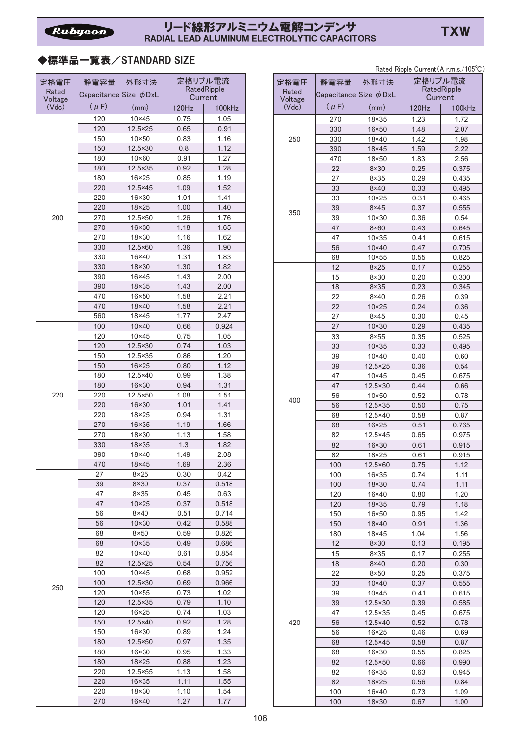# リード線形アルミニウム電解コンデンサ
## RADIAL LEAD ALUMINUM ELECTROLYTIC CAPACITORS

TXW

### ◆標準品一覧表／STANDARD SIZE

Rated Ripple Current(A r.m.s./105℃)

| 定格電圧 Rated Voltage (Vdc) | 静電容量 Capacitance (μF) | 外形寸法 Size φDxL (mm) | 定格リプル電流 RatedRipple Current | |
|---|---|---|---|---|
| | | | 120Hz | 100kHz |
| 200 | 120 | 10×45 | 0.75 | 1.05 |
| | 120 | 12.5×25 | 0.65 | 0.91 |
| | 150 | 10×50 | 0.83 | 1.16 |
| | 150 | 12.5×30 | 0.8 | 1.12 |
| | 180 | 10×60 | 0.91 | 1.27 |
| | 180 | 12.5×35 | 0.92 | 1.28 |
| | 180 | 16×25 | 0.85 | 1.19 |
| | 220 | 12.5×45 | 1.09 | 1.52 |
| | 220 | 16×30 | 1.01 | 1.41 |
| | 220 | 18×25 | 1.00 | 1.40 |
| | 270 | 12.5×50 | 1.26 | 1.76 |
| | 270 | 16×30 | 1.18 | 1.65 |
| | 270 | 18×30 | 1.16 | 1.62 |
| | 330 | 12.5×60 | 1.36 | 1.90 |
| | 330 | 16×40 | 1.31 | 1.83 |
| | 330 | 18×30 | 1.30 | 1.82 |
| | 390 | 16×45 | 1.43 | 2.00 |
| | 390 | 18×35 | 1.43 | 2.00 |
| | 470 | 16×50 | 1.58 | 2.21 |
| | 470 | 18×40 | 1.58 | 2.21 |
| | 560 | 18×45 | 1.77 | 2.47 |
| 220 | 100 | 10×40 | 0.66 | 0.924 |
| | 120 | 10×45 | 0.75 | 1.05 |
| | 120 | 12.5×30 | 0.74 | 1.03 |
| | 150 | 12.5×35 | 0.86 | 1.20 |
| | 150 | 16×25 | 0.80 | 1.12 |
| | 180 | 12.5×40 | 0.99 | 1.38 |
| | 180 | 16×30 | 0.94 | 1.31 |
| | 220 | 12.5×50 | 1.08 | 1.51 |
| | 220 | 16×30 | 1.01 | 1.41 |
| | 220 | 18×25 | 0.94 | 1.31 |
| | 270 | 16×35 | 1.19 | 1.66 |
| | 270 | 18×30 | 1.13 | 1.58 |
| | 330 | 18×35 | 1.3 | 1.82 |
| | 390 | 18×40 | 1.49 | 2.08 |
| | 470 | 18×45 | 1.69 | 2.36 |
| 250 | 27 | 8×25 | 0.30 | 0.42 |
| | 39 | 8×30 | 0.37 | 0.518 |
| | 47 | 8×35 | 0.45 | 0.63 |
| | 47 | 10×25 | 0.37 | 0.518 |
| | 56 | 8×40 | 0.51 | 0.714 |
| | 56 | 10×30 | 0.42 | 0.588 |
| | 68 | 8×50 | 0.59 | 0.826 |
| | 68 | 10×35 | 0.49 | 0.686 |
| | 82 | 10×40 | 0.61 | 0.854 |
| | 82 | 12.5×25 | 0.54 | 0.756 |
| | 100 | 10×45 | 0.68 | 0.952 |
| | 100 | 12.5×30 | 0.69 | 0.966 |
| | 120 | 10×55 | 0.73 | 1.02 |
| | 120 | 12.5×35 | 0.79 | 1.10 |
| | 120 | 16×25 | 0.74 | 1.03 |
| | 150 | 12.5×40 | 0.92 | 1.28 |
| | 150 | 16×30 | 0.89 | 1.24 |
| | 180 | 12.5×50 | 0.97 | 1.35 |
| | 180 | 16×30 | 0.95 | 1.33 |
| | 180 | 18×25 | 0.88 | 1.23 |
| | 220 | 12.5×55 | 1.13 | 1.58 |
| | 220 | 16×35 | 1.11 | 1.55 |
| | 220 | 18×30 | 1.10 | 1.54 |
| | 270 | 16×40 | 1.27 | 1.77 |
| 250 | 270 | 18×35 | 1.23 | 1.72 |
| | 330 | 16×50 | 1.48 | 2.07 |
| | 330 | 18×40 | 1.42 | 1.98 |
| | 390 | 18×45 | 1.59 | 2.22 |
| | 470 | 18×50 | 1.83 | 2.56 |
| 350 | 22 | 8×30 | 0.25 | 0.375 |
| | 27 | 8×35 | 0.29 | 0.435 |
| | 33 | 8×40 | 0.33 | 0.495 |
| | 33 | 10×25 | 0.31 | 0.465 |
| | 39 | 8×45 | 0.37 | 0.555 |
| | 39 | 10×30 | 0.36 | 0.54 |
| | 47 | 8×60 | 0.43 | 0.645 |
| | 47 | 10×35 | 0.41 | 0.615 |
| | 56 | 10×40 | 0.47 | 0.705 |
| | 68 | 10×55 | 0.55 | 0.825 |
| 400 | 12 | 8×25 | 0.17 | 0.255 |
| | 15 | 8×30 | 0.20 | 0.300 |
| | 18 | 8×35 | 0.23 | 0.345 |
| | 22 | 8×40 | 0.26 | 0.39 |
| | 22 | 10×25 | 0.24 | 0.36 |
| | 27 | 8×45 | 0.30 | 0.45 |
| | 27 | 10×30 | 0.29 | 0.435 |
| | 33 | 8×55 | 0.35 | 0.525 |
| | 33 | 10×35 | 0.33 | 0.495 |
| | 39 | 10×40 | 0.40 | 0.60 |
| | 39 | 12.5×25 | 0.36 | 0.54 |
| | 47 | 10×45 | 0.45 | 0.675 |
| | 47 | 12.5×30 | 0.44 | 0.66 |
| | 56 | 10×50 | 0.52 | 0.78 |
| | 56 | 12.5×35 | 0.50 | 0.75 |
| | 68 | 12.5×40 | 0.58 | 0.87 |
| | 68 | 16×25 | 0.51 | 0.765 |
| | 82 | 12.5×45 | 0.65 | 0.975 |
| | 82 | 16×30 | 0.61 | 0.915 |
| | 82 | 18×25 | 0.61 | 0.915 |
| | 100 | 12.5×60 | 0.75 | 1.12 |
| | 100 | 16×35 | 0.74 | 1.11 |
| | 100 | 18×30 | 0.74 | 1.11 |
| | 120 | 16×40 | 0.80 | 1.20 |
| | 120 | 18×35 | 0.79 | 1.18 |
| | 150 | 16×50 | 0.95 | 1.42 |
| | 150 | 18×40 | 0.91 | 1.36 |
| | 180 | 18×45 | 1.04 | 1.56 |
| 420 | 12 | 8×30 | 0.13 | 0.195 |
| | 15 | 8×35 | 0.17 | 0.255 |
| | 18 | 8×40 | 0.20 | 0.30 |
| | 22 | 8×50 | 0.25 | 0.375 |
| | 33 | 10×40 | 0.37 | 0.555 |
| | 39 | 10×45 | 0.41 | 0.615 |
| | 39 | 12.5×30 | 0.39 | 0.585 |
| | 47 | 12.5×35 | 0.45 | 0.675 |
| | 56 | 12.5×40 | 0.52 | 0.78 |
| | 56 | 16×25 | 0.46 | 0.69 |
| | 68 | 12.5×45 | 0.58 | 0.87 |
| | 68 | 16×30 | 0.55 | 0.825 |
| | 82 | 12.5×50 | 0.66 | 0.990 |
| | 82 | 16×35 | 0.63 | 0.945 |
| | 82 | 18×25 | 0.56 | 0.84 |
| | 100 | 16×40 | 0.73 | 1.09 |
| | 100 | 18×30 | 0.67 | 1.00 |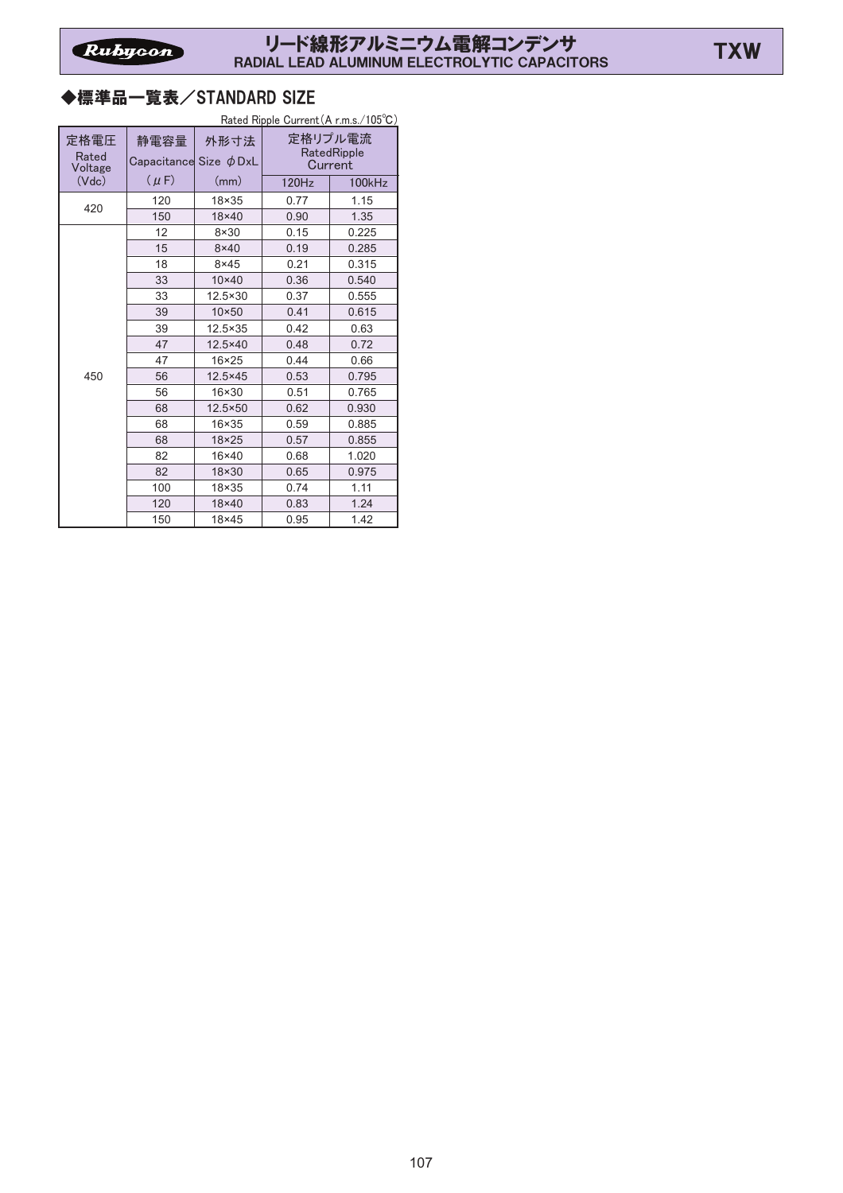# リード線形アルミニウム電解コンデンサ
RADIAL LEAD ALUMINUM ELECTROLYTIC CAPACITORS

TXW

## ◆標準品一覧表／STANDARD SIZE

Rated Ripple Current (A r.m.s./105℃)

| 定格電圧 Rated Voltage (Vdc) | 静電容量 Capacitance (μF) | 外形寸法 Size φDxL (mm) | 定格リプル電流 RatedRipple Current | |
|---|---|---|---|---|
| | | | 120Hz | 100kHz |
| 420 | 120 | 18×35 | 0.77 | 1.15 |
| | 150 | 18×40 | 0.90 | 1.35 |
| 450 | 12 | 8×30 | 0.15 | 0.225 |
| | 15 | 8×40 | 0.19 | 0.285 |
| | 18 | 8×45 | 0.21 | 0.315 |
| | 33 | 10×40 | 0.36 | 0.540 |
| | 33 | 12.5×30 | 0.37 | 0.555 |
| | 39 | 10×50 | 0.41 | 0.615 |
| | 39 | 12.5×35 | 0.42 | 0.63 |
| | 47 | 12.5×40 | 0.48 | 0.72 |
| | 47 | 16×25 | 0.44 | 0.66 |
| | 56 | 12.5×45 | 0.53 | 0.795 |
| | 56 | 16×30 | 0.51 | 0.765 |
| | 68 | 12.5×50 | 0.62 | 0.930 |
| | 68 | 16×35 | 0.59 | 0.885 |
| | 68 | 18×25 | 0.57 | 0.855 |
| | 82 | 16×40 | 0.68 | 1.020 |
| | 82 | 18×30 | 0.65 | 0.975 |
| | 100 | 18×35 | 0.74 | 1.11 |
| | 120 | 18×40 | 0.83 | 1.24 |
| | 150 | 18×45 | 0.95 | 1.42 |